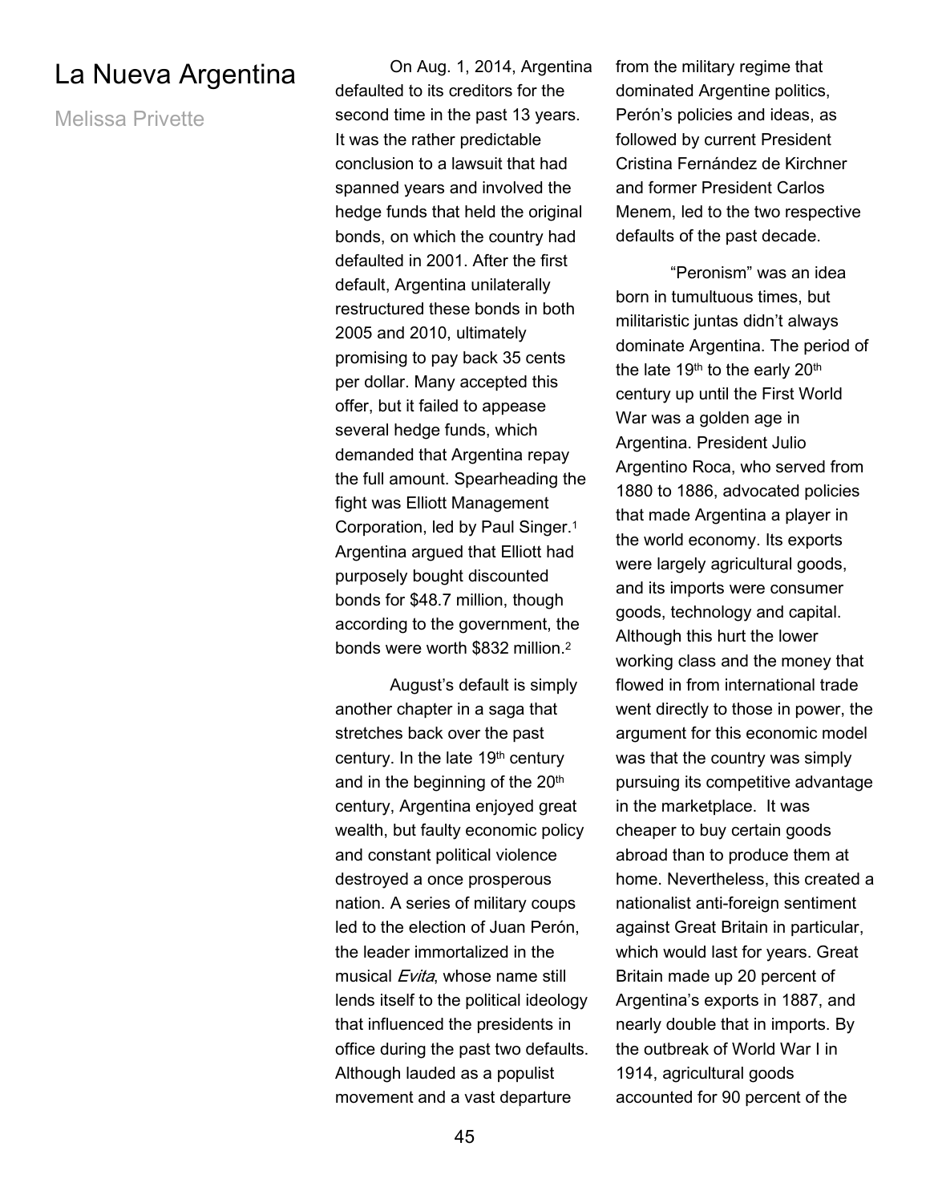# La Nueva Argentina

Melissa Privette

On Aug. 1, 2014, Argentina defaulted to its creditors for the second time in the past 13 years. It was the rather predictable conclusion to a lawsuit that had spanned years and involved the hedge funds that held the original bonds, on which the country had defaulted in 2001. After the first default, Argentina unilaterally restructured these bonds in both 2005 and 2010, ultimately promising to pay back 35 cents per dollar. Many accepted this offer, but it failed to appease several hedge funds, which demanded that Argentina repay the full amount. Spearheading the fight was Elliott Management Corporation, led by Paul Singer.[1] Argentina argued that Elliott had purposely bought discounted bonds for $48.7 million, though according to the government, the bonds were worth $832 million.[2]

August's default is simply another chapter in a saga that stretches back over the past century. In the late 19th century and in the beginning of the 20th century, Argentina enjoyed great wealth, but faulty economic policy and constant political violence destroyed a once prosperous nation. A series of military coups led to the election of Juan Perón, the leader immortalized in the musical *Evita*, whose name still lends itself to the political ideology that influenced the presidents in office during the past two defaults. Although lauded as a populist movement and a vast departure from the military regime that dominated Argentine politics, Perón's policies and ideas, as followed by current President Cristina Fernández de Kirchner and former President Carlos Menem, led to the two respective defaults of the past decade.

"Peronism" was an idea born in tumultuous times, but militaristic juntas didn't always dominate Argentina. The period of the late 19th to the early 20th century up until the First World War was a golden age in Argentina. President Julio Argentino Roca, who served from 1880 to 1886, advocated policies that made Argentina a player in the world economy. Its exports were largely agricultural goods, and its imports were consumer goods, technology and capital. Although this hurt the lower working class and the money that flowed in from international trade went directly to those in power, the argument for this economic model was that the country was simply pursuing its competitive advantage in the marketplace. It was cheaper to buy certain goods abroad than to produce them at home. Nevertheless, this created a nationalist anti-foreign sentiment against Great Britain in particular, which would last for years. Great Britain made up 20 percent of Argentina's exports in 1887, and nearly double that in imports. By the outbreak of World War I in 1914, agricultural goods accounted for 90 percent of the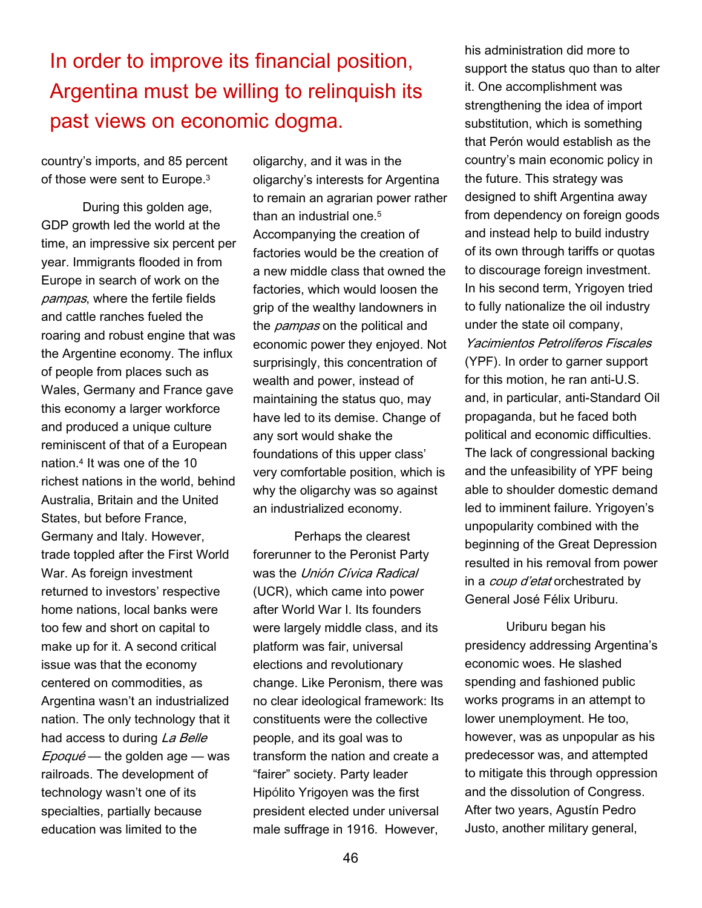> In order to improve its financial position, Argentina must be willing to relinquish its past views on economic dogma.

country's imports, and 85 percent of those were sent to Europe.[3]

During this golden age, GDP growth led the world at the time, an impressive six percent per year. Immigrants flooded in from Europe in search of work on the *pampas*, where the fertile fields and cattle ranches fueled the roaring and robust engine that was the Argentine economy. The influx of people from places such as Wales, Germany and France gave this economy a larger workforce and produced a unique culture reminiscent of that of a European nation.[4] It was one of the 10 richest nations in the world, behind Australia, Britain and the United States, but before France, Germany and Italy. However, trade toppled after the First World War. As foreign investment returned to investors' respective home nations, local banks were too few and short on capital to make up for it. A second critical issue was that the economy centered on commodities, as Argentina wasn't an industrialized nation. The only technology that it had access to during *La Belle Epoqué* — the golden age — was railroads. The development of technology wasn't one of its specialties, partially because education was limited to the oligarchy, and it was in the oligarchy's interests for Argentina to remain an agrarian power rather than an industrial one.[5] Accompanying the creation of factories would be the creation of a new middle class that owned the factories, which would loosen the grip of the wealthy landowners in the *pampas* on the political and economic power they enjoyed. Not surprisingly, this concentration of wealth and power, instead of maintaining the status quo, may have led to its demise. Change of any sort would shake the foundations of this upper class' very comfortable position, which is why the oligarchy was so against an industrialized economy.

Perhaps the clearest forerunner to the Peronist Party was the *Unión Cívica Radical* (UCR), which came into power after World War I. Its founders were largely middle class, and its platform was fair, universal elections and revolutionary change. Like Peronism, there was no clear ideological framework: Its constituents were the collective people, and its goal was to transform the nation and create a "fairer" society. Party leader Hipólito Yrigoyen was the first president elected under universal male suffrage in 1916. However, his administration did more to support the status quo than to alter it. One accomplishment was strengthening the idea of import substitution, which is something that Perón would establish as the country's main economic policy in the future. This strategy was designed to shift Argentina away from dependency on foreign goods and instead help to build industry of its own through tariffs or quotas to discourage foreign investment. In his second term, Yrigoyen tried to fully nationalize the oil industry under the state oil company, *Yacimientos Petrolíferos Fiscales* (YPF). In order to garner support for this motion, he ran anti-U.S. and, in particular, anti-Standard Oil propaganda, but he faced both political and economic difficulties. The lack of congressional backing and the unfeasibility of YPF being able to shoulder domestic demand led to imminent failure. Yrigoyen's unpopularity combined with the beginning of the Great Depression resulted in his removal from power in a *coup d'etat* orchestrated by General José Félix Uriburu.

Uriburu began his presidency addressing Argentina's economic woes. He slashed spending and fashioned public works programs in an attempt to lower unemployment. He too, however, was as unpopular as his predecessor was, and attempted to mitigate this through oppression and the dissolution of Congress. After two years, Agustín Pedro Justo, another military general,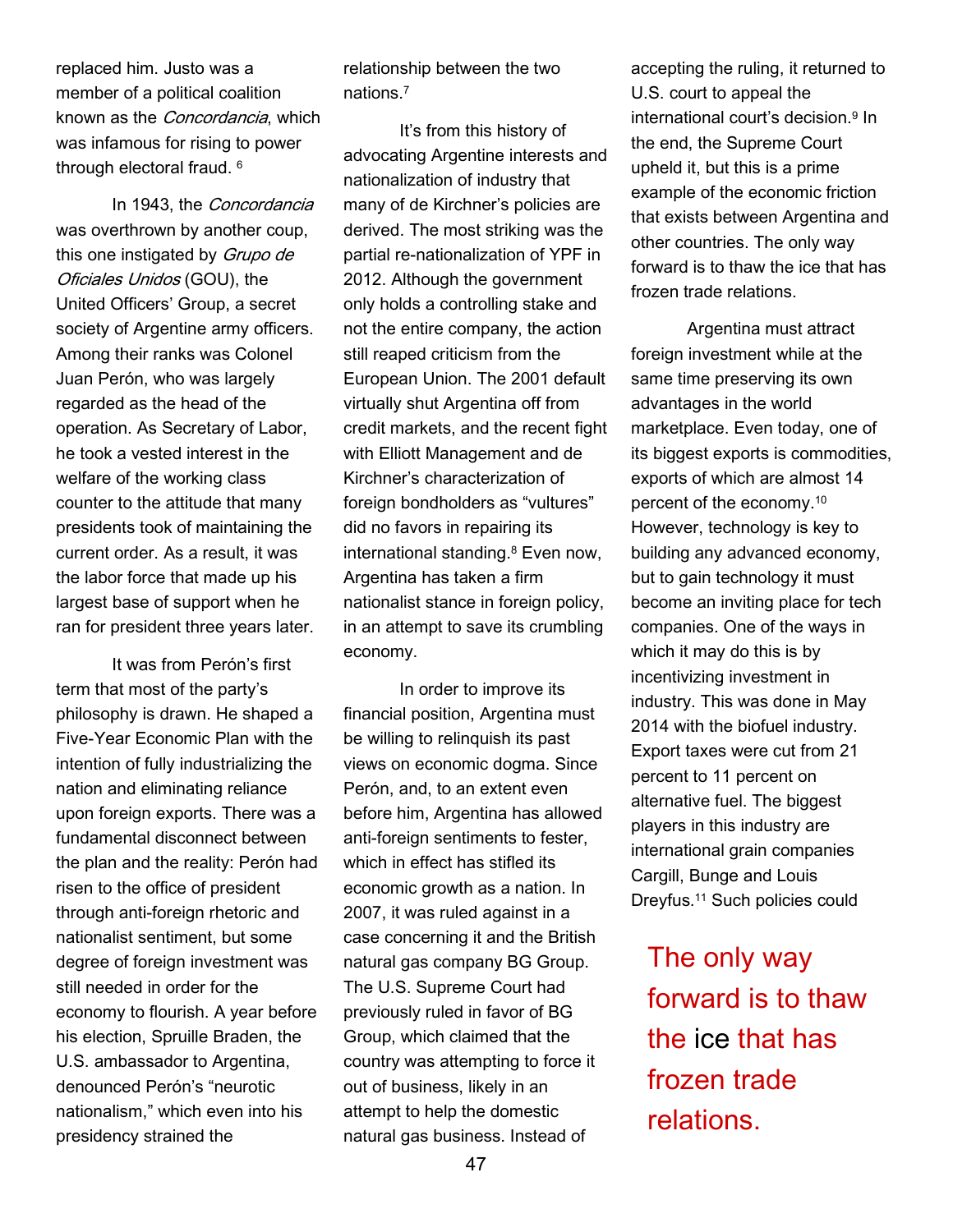replaced him. Justo was a member of a political coalition known as the *Concordancia*, which was infamous for rising to power through electoral fraud. [6]

In 1943, the *Concordancia* was overthrown by another coup, this one instigated by *Grupo de Oficiales Unidos* (GOU), the United Officers' Group, a secret society of Argentine army officers. Among their ranks was Colonel Juan Perón, who was largely regarded as the head of the operation. As Secretary of Labor, he took a vested interest in the welfare of the working class counter to the attitude that many presidents took of maintaining the current order. As a result, it was the labor force that made up his largest base of support when he ran for president three years later.

It was from Perón's first term that most of the party's philosophy is drawn. He shaped a Five-Year Economic Plan with the intention of fully industrializing the nation and eliminating reliance upon foreign exports. There was a fundamental disconnect between the plan and the reality: Perón had risen to the office of president through anti-foreign rhetoric and nationalist sentiment, but some degree of foreign investment was still needed in order for the economy to flourish. A year before his election, Spruille Braden, the U.S. ambassador to Argentina, denounced Perón's "neurotic nationalism," which even into his presidency strained the relationship between the two nations.[7]

It's from this history of advocating Argentine interests and nationalization of industry that many of de Kirchner's policies are derived. The most striking was the partial re-nationalization of YPF in 2012. Although the government only holds a controlling stake and not the entire company, the action still reaped criticism from the European Union. The 2001 default virtually shut Argentina off from credit markets, and the recent fight with Elliott Management and de Kirchner's characterization of foreign bondholders as "vultures" did no favors in repairing its international standing.[8] Even now, Argentina has taken a firm nationalist stance in foreign policy, in an attempt to save its crumbling economy.

In order to improve its financial position, Argentina must be willing to relinquish its past views on economic dogma. Since Perón, and, to an extent even before him, Argentina has allowed anti-foreign sentiments to fester, which in effect has stifled its economic growth as a nation. In 2007, it was ruled against in a case concerning it and the British natural gas company BG Group. The U.S. Supreme Court had previously ruled in favor of BG Group, which claimed that the country was attempting to force it out of business, likely in an attempt to help the domestic natural gas business. Instead of accepting the ruling, it returned to U.S. court to appeal the international court's decision.[9] In the end, the Supreme Court upheld it, but this is a prime example of the economic friction that exists between Argentina and other countries. The only way forward is to thaw the ice that has frozen trade relations.

Argentina must attract foreign investment while at the same time preserving its own advantages in the world marketplace. Even today, one of its biggest exports is commodities, exports of which are almost 14 percent of the economy.[10] However, technology is key to building any advanced economy, but to gain technology it must become an inviting place for tech companies. One of the ways in which it may do this is by incentivizing investment in industry. This was done in May 2014 with the biofuel industry. Export taxes were cut from 21 percent to 11 percent on alternative fuel. The biggest players in this industry are international grain companies Cargill, Bunge and Louis Dreyfus.[11] Such policies could

The only way forward is to thaw the ice that has frozen trade relations.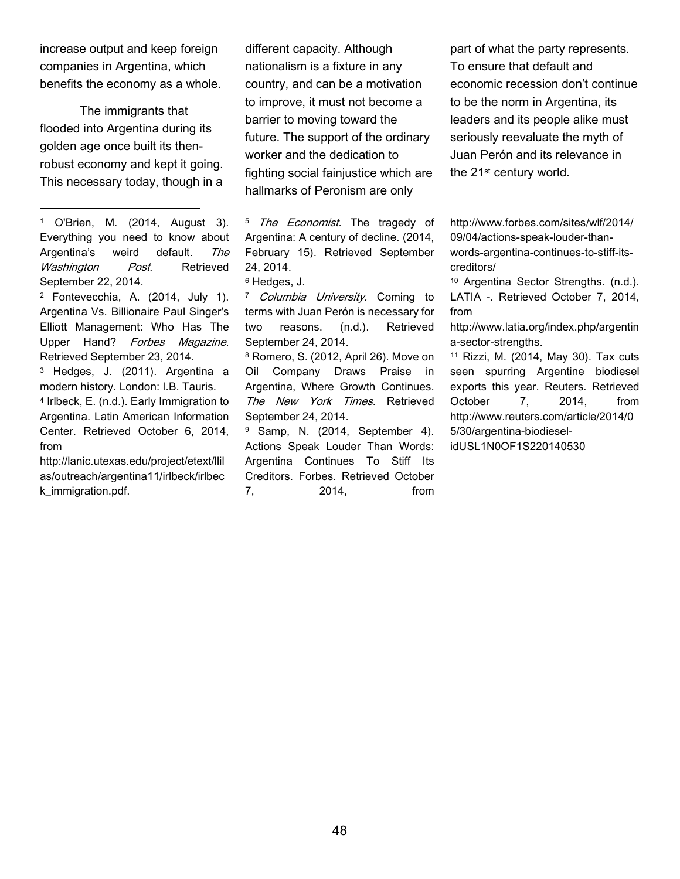increase output and keep foreign companies in Argentina, which benefits the economy as a whole.

The immigrants that flooded into Argentina during its golden age once built its then-robust economy and kept it going. This necessary today, though in a different capacity. Although nationalism is a fixture in any country, and can be a motivation to improve, it must not become a barrier to moving toward the future. The support of the ordinary worker and the dedication to fighting social fainjustice which are hallmarks of Peronism are only part of what the party represents. To ensure that default and economic recession don't continue to be the norm in Argentina, its leaders and its people alike must seriously reevaluate the myth of Juan Perón and its relevance in the 21st century world.

---

[1] O'Brien, M. (2014, August 3). Everything you need to know about Argentina's weird default. *The Washington Post*. Retrieved September 22, 2014.

[2] Fontevecchia, A. (2014, July 1). Argentina Vs. Billionaire Paul Singer's Elliott Management: Who Has The Upper Hand? *Forbes Magazine.* Retrieved September 23, 2014.

[3] Hedges, J. (2011). Argentina a modern history. London: I.B. Tauris.

[4] Irlbeck, E. (n.d.). Early Immigration to Argentina. Latin American Information Center. Retrieved October 6, 2014, from http://lanic.utexas.edu/project/etext/llilas/outreach/argentina11/irlbeck/irlbeck_immigration.pdf.

[5] *The Economist*. The tragedy of Argentina: A century of decline. (2014, February 15). Retrieved September 24, 2014.

[6] Hedges, J.

[7] *Columbia University.* Coming to terms with Juan Perón is necessary for two reasons. (n.d.). Retrieved September 24, 2014.

[8] Romero, S. (2012, April 26). Move on Oil Company Draws Praise in Argentina, Where Growth Continues. *The New York Times.* Retrieved September 24, 2014.

[9] Samp, N. (2014, September 4). Actions Speak Louder Than Words: Argentina Continues To Stiff Its Creditors. Forbes. Retrieved October 7, 2014, from http://www.forbes.com/sites/wlf/2014/09/04/actions-speak-louder-than-words-argentina-continues-to-stiff-its-creditors/

[10] Argentina Sector Strengths. (n.d.). LATIA -. Retrieved October 7, 2014, from http://www.latia.org/index.php/argentina-sector-strengths.

[11] Rizzi, M. (2014, May 30). Tax cuts seen spurring Argentine biodiesel exports this year. Reuters. Retrieved October 7, 2014, from http://www.reuters.com/article/2014/05/30/argentina-biodiesel-idUSL1N0OF1S220140530